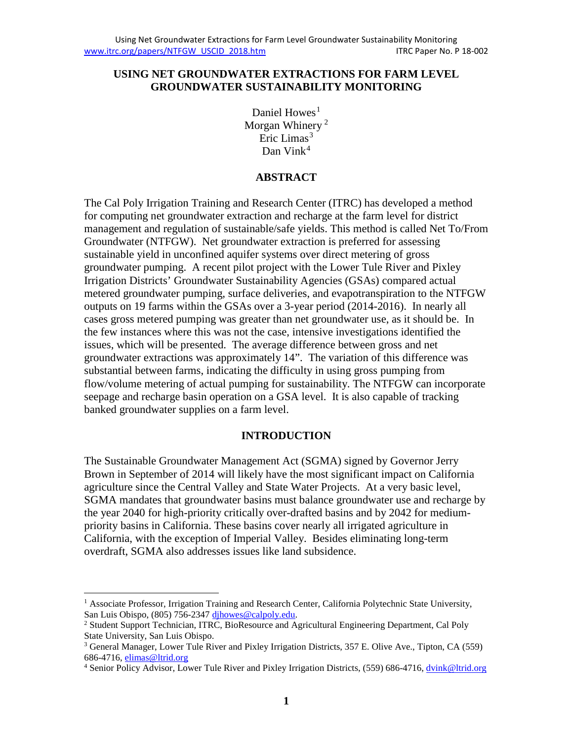# USING NET GROUNDWATER EXTRACTIONS FOR FARM LEVEL GROUNDWATER SUSTAINABILITY MONITORING

Daniel Howes[1]
Morgan Whinery[2]
Eric Limas[3]
Dan Vink[4]

## ABSTRACT

The Cal Poly Irrigation Training and Research Center (ITRC) has developed a method for computing net groundwater extraction and recharge at the farm level for district management and regulation of sustainable/safe yields. This method is called Net To/From Groundwater (NTFGW). Net groundwater extraction is preferred for assessing sustainable yield in unconfined aquifer systems over direct metering of gross groundwater pumping. A recent pilot project with the Lower Tule River and Pixley Irrigation Districts' Groundwater Sustainability Agencies (GSAs) compared actual metered groundwater pumping, surface deliveries, and evapotranspiration to the NTFGW outputs on 19 farms within the GSAs over a 3-year period (2014-2016). In nearly all cases gross metered pumping was greater than net groundwater use, as it should be. In the few instances where this was not the case, intensive investigations identified the issues, which will be presented. The average difference between gross and net groundwater extractions was approximately 14". The variation of this difference was substantial between farms, indicating the difficulty in using gross pumping from flow/volume metering of actual pumping for sustainability. The NTFGW can incorporate seepage and recharge basin operation on a GSA level. It is also capable of tracking banked groundwater supplies on a farm level.

## INTRODUCTION

The Sustainable Groundwater Management Act (SGMA) signed by Governor Jerry Brown in September of 2014 will likely have the most significant impact on California agriculture since the Central Valley and State Water Projects. At a very basic level, SGMA mandates that groundwater basins must balance groundwater use and recharge by the year 2040 for high-priority critically over-drafted basins and by 2042 for medium-priority basins in California. These basins cover nearly all irrigated agriculture in California, with the exception of Imperial Valley. Besides eliminating long-term overdraft, SGMA also addresses issues like land subsidence.

---

[1] Associate Professor, Irrigation Training and Research Center, California Polytechnic State University, San Luis Obispo, (805) 756-2347 djhowes@calpoly.edu.

[2] Student Support Technician, ITRC, BioResource and Agricultural Engineering Department, Cal Poly State University, San Luis Obispo.

[3] General Manager, Lower Tule River and Pixley Irrigation Districts, 357 E. Olive Ave., Tipton, CA (559) 686-4716, elimas@ltrid.org

[4] Senior Policy Advisor, Lower Tule River and Pixley Irrigation Districts, (559) 686-4716, dvink@ltrid.org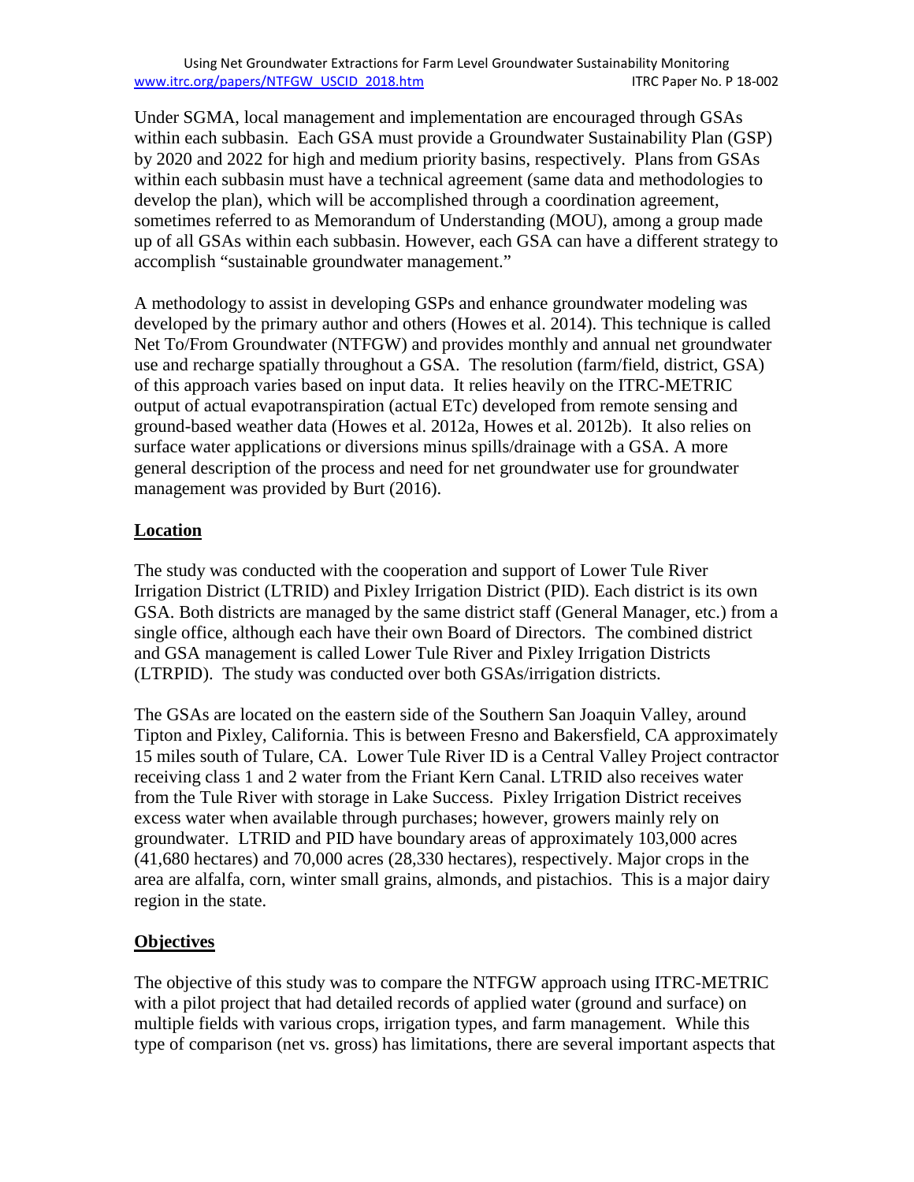Under SGMA, local management and implementation are encouraged through GSAs within each subbasin. Each GSA must provide a Groundwater Sustainability Plan (GSP) by 2020 and 2022 for high and medium priority basins, respectively. Plans from GSAs within each subbasin must have a technical agreement (same data and methodologies to develop the plan), which will be accomplished through a coordination agreement, sometimes referred to as Memorandum of Understanding (MOU), among a group made up of all GSAs within each subbasin. However, each GSA can have a different strategy to accomplish "sustainable groundwater management."

A methodology to assist in developing GSPs and enhance groundwater modeling was developed by the primary author and others (Howes et al. 2014). This technique is called Net To/From Groundwater (NTFGW) and provides monthly and annual net groundwater use and recharge spatially throughout a GSA. The resolution (farm/field, district, GSA) of this approach varies based on input data. It relies heavily on the ITRC-METRIC output of actual evapotranspiration (actual ETc) developed from remote sensing and ground-based weather data (Howes et al. 2012a, Howes et al. 2012b). It also relies on surface water applications or diversions minus spills/drainage with a GSA. A more general description of the process and need for net groundwater use for groundwater management was provided by Burt (2016).

## Location

The study was conducted with the cooperation and support of Lower Tule River Irrigation District (LTRID) and Pixley Irrigation District (PID). Each district is its own GSA. Both districts are managed by the same district staff (General Manager, etc.) from a single office, although each have their own Board of Directors. The combined district and GSA management is called Lower Tule River and Pixley Irrigation Districts (LTRPID). The study was conducted over both GSAs/irrigation districts.

The GSAs are located on the eastern side of the Southern San Joaquin Valley, around Tipton and Pixley, California. This is between Fresno and Bakersfield, CA approximately 15 miles south of Tulare, CA. Lower Tule River ID is a Central Valley Project contractor receiving class 1 and 2 water from the Friant Kern Canal. LTRID also receives water from the Tule River with storage in Lake Success. Pixley Irrigation District receives excess water when available through purchases; however, growers mainly rely on groundwater. LTRID and PID have boundary areas of approximately 103,000 acres (41,680 hectares) and 70,000 acres (28,330 hectares), respectively. Major crops in the area are alfalfa, corn, winter small grains, almonds, and pistachios. This is a major dairy region in the state.

## Objectives

The objective of this study was to compare the NTFGW approach using ITRC-METRIC with a pilot project that had detailed records of applied water (ground and surface) on multiple fields with various crops, irrigation types, and farm management. While this type of comparison (net vs. gross) has limitations, there are several important aspects that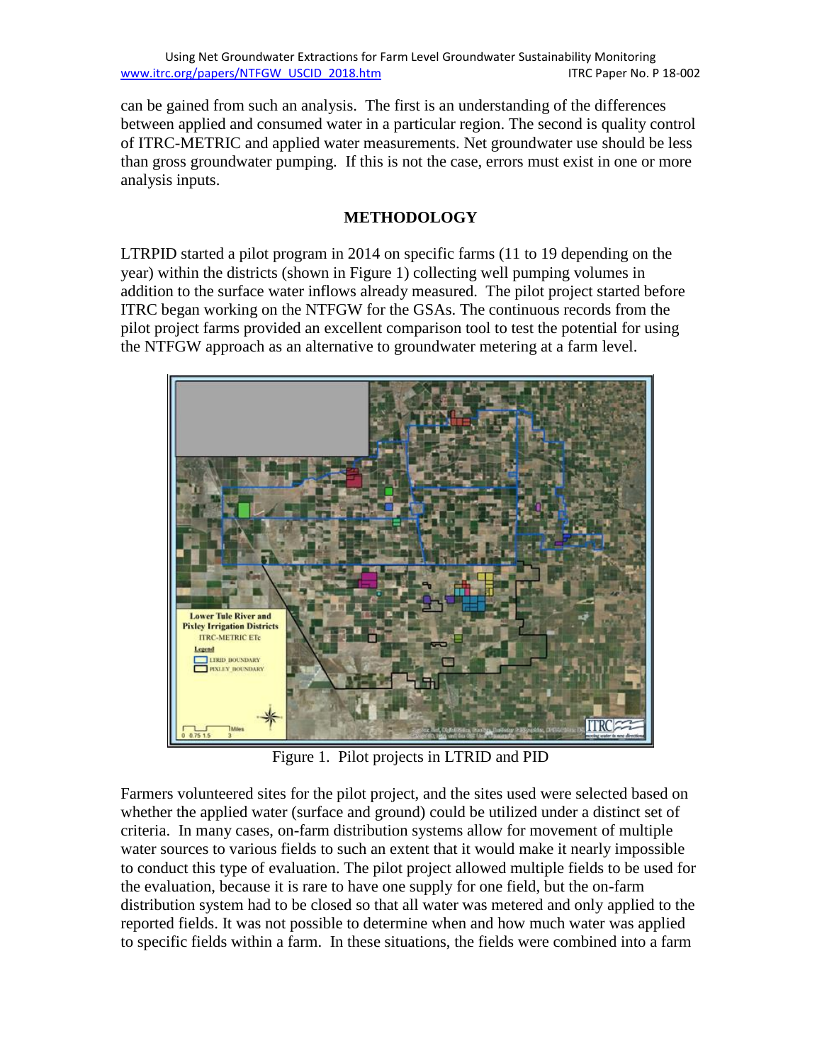can be gained from such an analysis. The first is an understanding of the differences between applied and consumed water in a particular region. The second is quality control of ITRC-METRIC and applied water measurements. Net groundwater use should be less than gross groundwater pumping. If this is not the case, errors must exist in one or more analysis inputs.

## METHODOLOGY

LTRPID started a pilot program in 2014 on specific farms (11 to 19 depending on the year) within the districts (shown in Figure 1) collecting well pumping volumes in addition to the surface water inflows already measured. The pilot project started before ITRC began working on the NTFGW for the GSAs. The continuous records from the pilot project farms provided an excellent comparison tool to test the potential for using the NTFGW approach as an alternative to groundwater metering at a farm level.

Figure 1. Pilot projects in LTRID and PID

Farmers volunteered sites for the pilot project, and the sites used were selected based on whether the applied water (surface and ground) could be utilized under a distinct set of criteria. In many cases, on-farm distribution systems allow for movement of multiple water sources to various fields to such an extent that it would make it nearly impossible to conduct this type of evaluation. The pilot project allowed multiple fields to be used for the evaluation, because it is rare to have one supply for one field, but the on-farm distribution system had to be closed so that all water was metered and only applied to the reported fields. It was not possible to determine when and how much water was applied to specific fields within a farm. In these situations, the fields were combined into a farm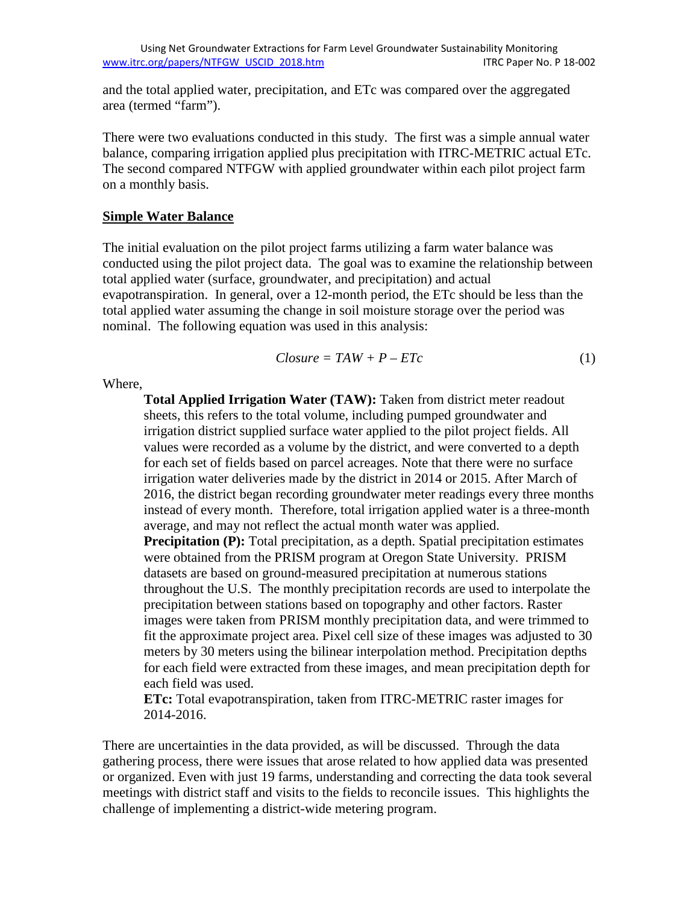and the total applied water, precipitation, and ETc was compared over the aggregated area (termed "farm").

There were two evaluations conducted in this study. The first was a simple annual water balance, comparing irrigation applied plus precipitation with ITRC-METRIC actual ETc. The second compared NTFGW with applied groundwater within each pilot project farm on a monthly basis.

## Simple Water Balance

The initial evaluation on the pilot project farms utilizing a farm water balance was conducted using the pilot project data. The goal was to examine the relationship between total applied water (surface, groundwater, and precipitation) and actual evapotranspiration. In general, over a 12-month period, the ETc should be less than the total applied water assuming the change in soil moisture storage over the period was nominal. The following equation was used in this analysis:

$$Closure = TAW + P - ETc \tag{1}$$

Where,

**Total Applied Irrigation Water (TAW):** Taken from district meter readout sheets, this refers to the total volume, including pumped groundwater and irrigation district supplied surface water applied to the pilot project fields. All values were recorded as a volume by the district, and were converted to a depth for each set of fields based on parcel acreages. Note that there were no surface irrigation water deliveries made by the district in 2014 or 2015. After March of 2016, the district began recording groundwater meter readings every three months instead of every month. Therefore, total irrigation applied water is a three-month average, and may not reflect the actual month water was applied.

**Precipitation (P):** Total precipitation, as a depth. Spatial precipitation estimates were obtained from the PRISM program at Oregon State University. PRISM datasets are based on ground-measured precipitation at numerous stations throughout the U.S. The monthly precipitation records are used to interpolate the precipitation between stations based on topography and other factors. Raster images were taken from PRISM monthly precipitation data, and were trimmed to fit the approximate project area. Pixel cell size of these images was adjusted to 30 meters by 30 meters using the bilinear interpolation method. Precipitation depths for each field were extracted from these images, and mean precipitation depth for each field was used.

**ETc:** Total evapotranspiration, taken from ITRC-METRIC raster images for 2014-2016.

There are uncertainties in the data provided, as will be discussed. Through the data gathering process, there were issues that arose related to how applied data was presented or organized. Even with just 19 farms, understanding and correcting the data took several meetings with district staff and visits to the fields to reconcile issues. This highlights the challenge of implementing a district-wide metering program.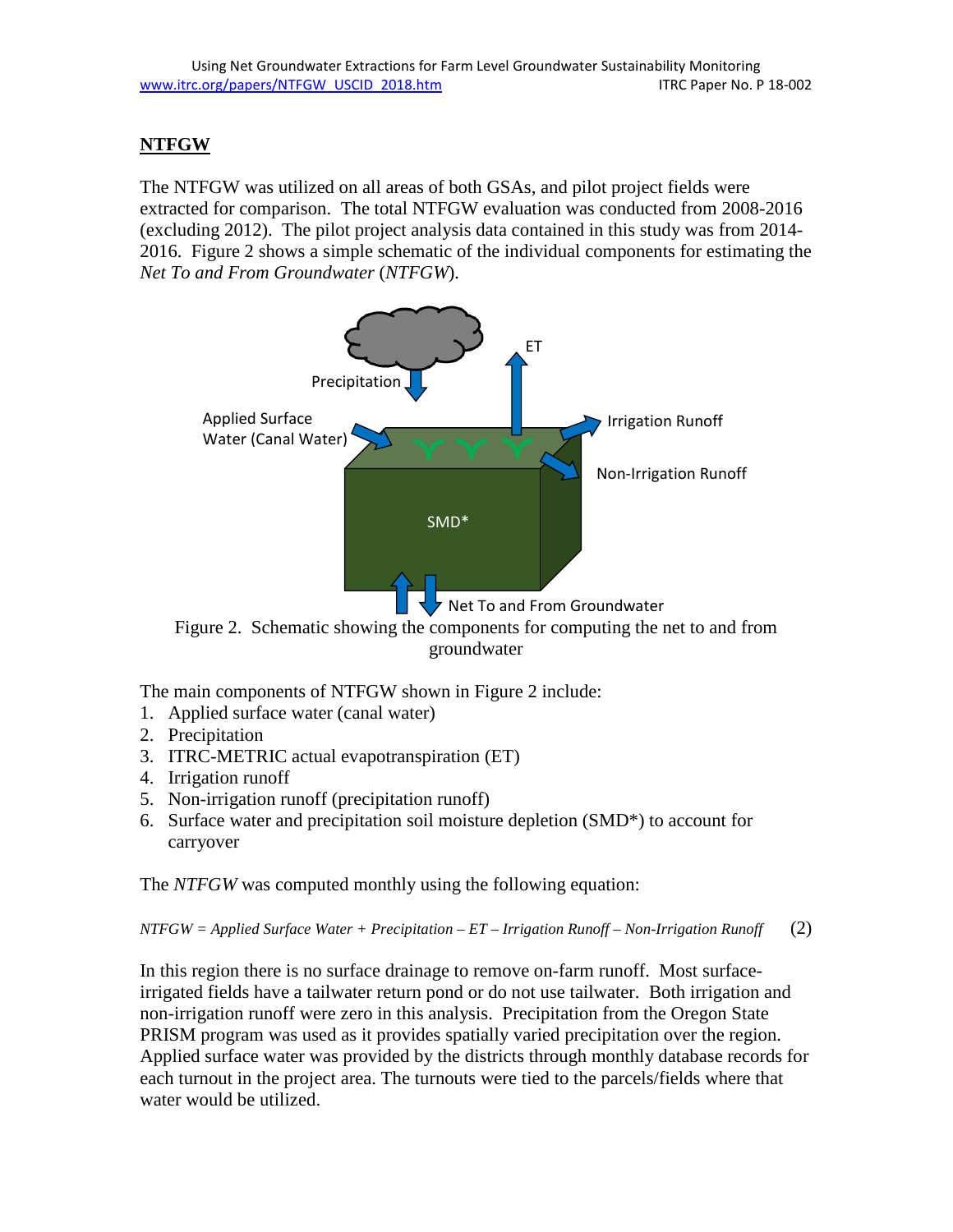## NTFGW

The NTFGW was utilized on all areas of both GSAs, and pilot project fields were extracted for comparison. The total NTFGW evaluation was conducted from 2008-2016 (excluding 2012). The pilot project analysis data contained in this study was from 2014-2016. Figure 2 shows a simple schematic of the individual components for estimating the *Net To and From Groundwater* (*NTFGW*).

Figure 2. Schematic showing the components for computing the net to and from groundwater

The main components of NTFGW shown in Figure 2 include:

1. Applied surface water (canal water)
2. Precipitation
3. ITRC-METRIC actual evapotranspiration (ET)
4. Irrigation runoff
5. Non-irrigation runoff (precipitation runoff)
6. Surface water and precipitation soil moisture depletion (SMD*) to account for carryover

The *NTFGW* was computed monthly using the following equation:

$$NTFGW = Applied\ Surface\ Water + Precipitation - ET - Irrigation\ Runoff - Non\text{-}Irrigation\ Runoff \quad (2)$$

In this region there is no surface drainage to remove on-farm runoff. Most surface-irrigated fields have a tailwater return pond or do not use tailwater. Both irrigation and non-irrigation runoff were zero in this analysis. Precipitation from the Oregon State PRISM program was used as it provides spatially varied precipitation over the region. Applied surface water was provided by the districts through monthly database records for each turnout in the project area. The turnouts were tied to the parcels/fields where that water would be utilized.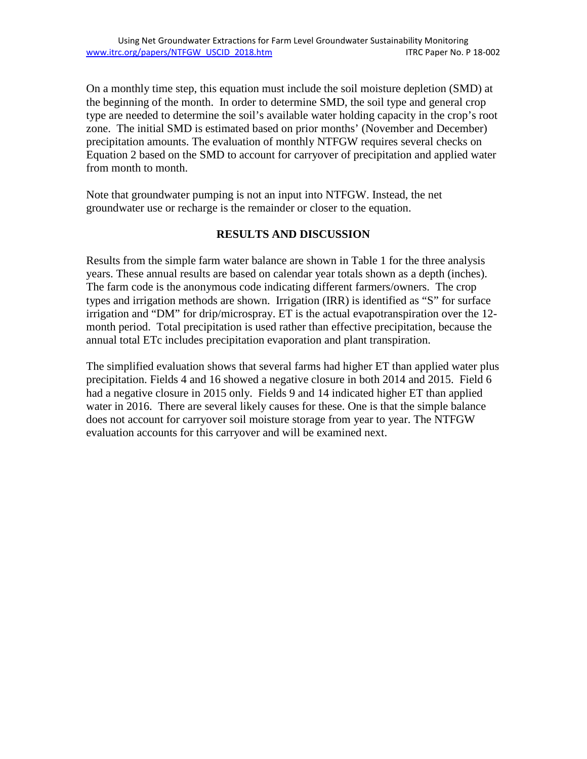On a monthly time step, this equation must include the soil moisture depletion (SMD) at the beginning of the month. In order to determine SMD, the soil type and general crop type are needed to determine the soil's available water holding capacity in the crop's root zone. The initial SMD is estimated based on prior months' (November and December) precipitation amounts. The evaluation of monthly NTFGW requires several checks on Equation 2 based on the SMD to account for carryover of precipitation and applied water from month to month.

Note that groundwater pumping is not an input into NTFGW. Instead, the net groundwater use or recharge is the remainder or closer to the equation.

## RESULTS AND DISCUSSION

Results from the simple farm water balance are shown in Table 1 for the three analysis years. These annual results are based on calendar year totals shown as a depth (inches). The farm code is the anonymous code indicating different farmers/owners. The crop types and irrigation methods are shown. Irrigation (IRR) is identified as "S" for surface irrigation and "DM" for drip/microspray. ET is the actual evapotranspiration over the 12-month period. Total precipitation is used rather than effective precipitation, because the annual total ETc includes precipitation evaporation and plant transpiration.

The simplified evaluation shows that several farms had higher ET than applied water plus precipitation. Fields 4 and 16 showed a negative closure in both 2014 and 2015. Field 6 had a negative closure in 2015 only. Fields 9 and 14 indicated higher ET than applied water in 2016. There are several likely causes for these. One is that the simple balance does not account for carryover soil moisture storage from year to year. The NTFGW evaluation accounts for this carryover and will be examined next.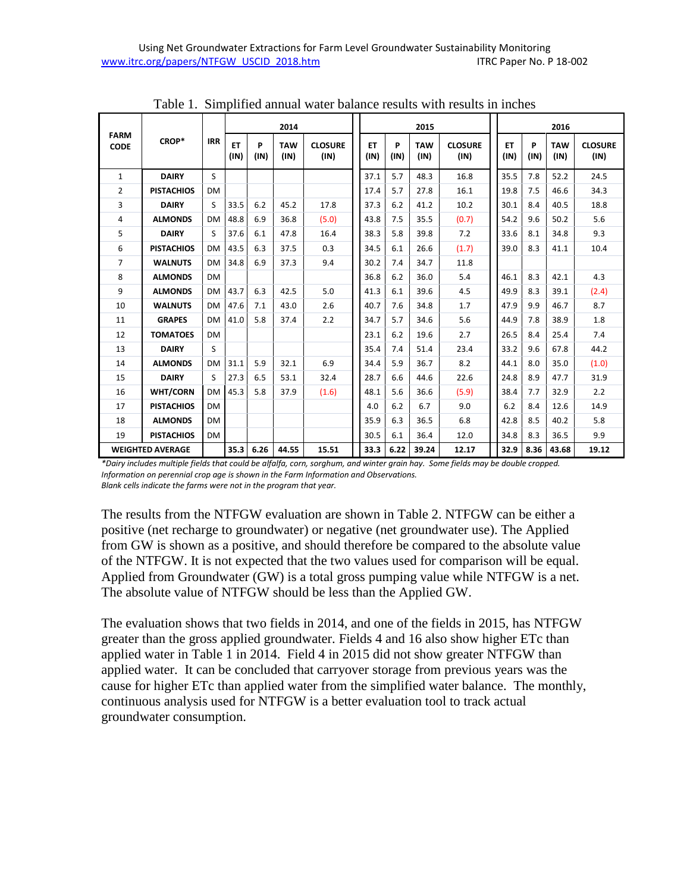Table 1. Simplified annual water balance results with results in inches

| FARM CODE | CROP* | IRR | 2014 | | | | 2015 | | | | 2016 | | | |
|---|---|---|---|---|---|---|---|---|---|---|---|---|---|---|
| | | | ET (IN) | P (IN) | TAW (IN) | CLOSURE (IN) | ET (IN) | P (IN) | TAW (IN) | CLOSURE (IN) | ET (IN) | P (IN) | TAW (IN) | CLOSURE (IN) |
| 1 | DAIRY | S | | | | | 37.1 | 5.7 | 48.3 | 16.8 | 35.5 | 7.8 | 52.2 | 24.5 |
| 2 | PISTACHIOS | DM | | | | | 17.4 | 5.7 | 27.8 | 16.1 | 19.8 | 7.5 | 46.6 | 34.3 |
| 3 | DAIRY | S | 33.5 | 6.2 | 45.2 | 17.8 | 37.3 | 6.2 | 41.2 | 10.2 | 30.1 | 8.4 | 40.5 | 18.8 |
| 4 | ALMONDS | DM | 48.8 | 6.9 | 36.8 | (5.0) | 43.8 | 7.5 | 35.5 | (0.7) | 54.2 | 9.6 | 50.2 | 5.6 |
| 5 | DAIRY | S | 37.6 | 6.1 | 47.8 | 16.4 | 38.3 | 5.8 | 39.8 | 7.2 | 33.6 | 8.1 | 34.8 | 9.3 |
| 6 | PISTACHIOS | DM | 43.5 | 6.3 | 37.5 | 0.3 | 34.5 | 6.1 | 26.6 | (1.7) | 39.0 | 8.3 | 41.1 | 10.4 |
| 7 | WALNUTS | DM | 34.8 | 6.9 | 37.3 | 9.4 | 30.2 | 7.4 | 34.7 | 11.8 | | | | |
| 8 | ALMONDS | DM | | | | | 36.8 | 6.2 | 36.0 | 5.4 | 46.1 | 8.3 | 42.1 | 4.3 |
| 9 | ALMONDS | DM | 43.7 | 6.3 | 42.5 | 5.0 | 41.3 | 6.1 | 39.6 | 4.5 | 49.9 | 8.3 | 39.1 | (2.4) |
| 10 | WALNUTS | DM | 47.6 | 7.1 | 43.0 | 2.6 | 40.7 | 7.6 | 34.8 | 1.7 | 47.9 | 9.9 | 46.7 | 8.7 |
| 11 | GRAPES | DM | 41.0 | 5.8 | 37.4 | 2.2 | 34.7 | 5.7 | 34.6 | 5.6 | 44.9 | 7.8 | 38.9 | 1.8 |
| 12 | TOMATOES | DM | | | | | 23.1 | 6.2 | 19.6 | 2.7 | 26.5 | 8.4 | 25.4 | 7.4 |
| 13 | DAIRY | S | | | | | 35.4 | 7.4 | 51.4 | 23.4 | 33.2 | 9.6 | 67.8 | 44.2 |
| 14 | ALMONDS | DM | 31.1 | 5.9 | 32.1 | 6.9 | 34.4 | 5.9 | 36.7 | 8.2 | 44.1 | 8.0 | 35.0 | (1.0) |
| 15 | DAIRY | DM | 27.3 | 6.5 | 53.1 | 32.4 | 28.7 | 6.6 | 44.6 | 22.6 | 24.8 | 8.9 | 47.7 | 31.9 |
| 16 | WHT/CORN | DM | 45.3 | 5.8 | 37.9 | (1.6) | 48.1 | 5.6 | 36.6 | (5.9) | 38.4 | 7.7 | 32.9 | 2.2 |
| 17 | PISTACHIOS | DM | | | | | 4.0 | 6.2 | 6.7 | 9.0 | 6.2 | 8.4 | 12.6 | 14.9 |
| 18 | ALMONDS | DM | | | | | 35.9 | 6.3 | 36.5 | 6.8 | 42.8 | 8.5 | 40.2 | 5.8 |
| 19 | PISTACHIOS | DM | | | | | 30.5 | 6.1 | 36.4 | 12.0 | 34.8 | 8.3 | 36.5 | 9.9 |
| WEIGHTED AVERAGE | | | 35.3 | 6.26 | 44.55 | 15.51 | 33.3 | 6.22 | 39.24 | 12.17 | 32.9 | 8.36 | 43.68 | 19.12 |

*\*Dairy includes multiple fields that could be alfalfa, corn, sorghum, and winter grain hay. Some fields may be double cropped.*
*Information on perennial crop age is shown in the Farm Information and Observations.*
*Blank cells indicate the farms were not in the program that year.*

The results from the NTFGW evaluation are shown in Table 2. NTFGW can be either a positive (net recharge to groundwater) or negative (net groundwater use). The Applied from GW is shown as a positive, and should therefore be compared to the absolute value of the NTFGW. It is not expected that the two values used for comparison will be equal. Applied from Groundwater (GW) is a total gross pumping value while NTFGW is a net. The absolute value of NTFGW should be less than the Applied GW.

The evaluation shows that two fields in 2014, and one of the fields in 2015, has NTFGW greater than the gross applied groundwater. Fields 4 and 16 also show higher ETc than applied water in Table 1 in 2014. Field 4 in 2015 did not show greater NTFGW than applied water. It can be concluded that carryover storage from previous years was the cause for higher ETc than applied water from the simplified water balance. The monthly, continuous analysis used for NTFGW is a better evaluation tool to track actual groundwater consumption.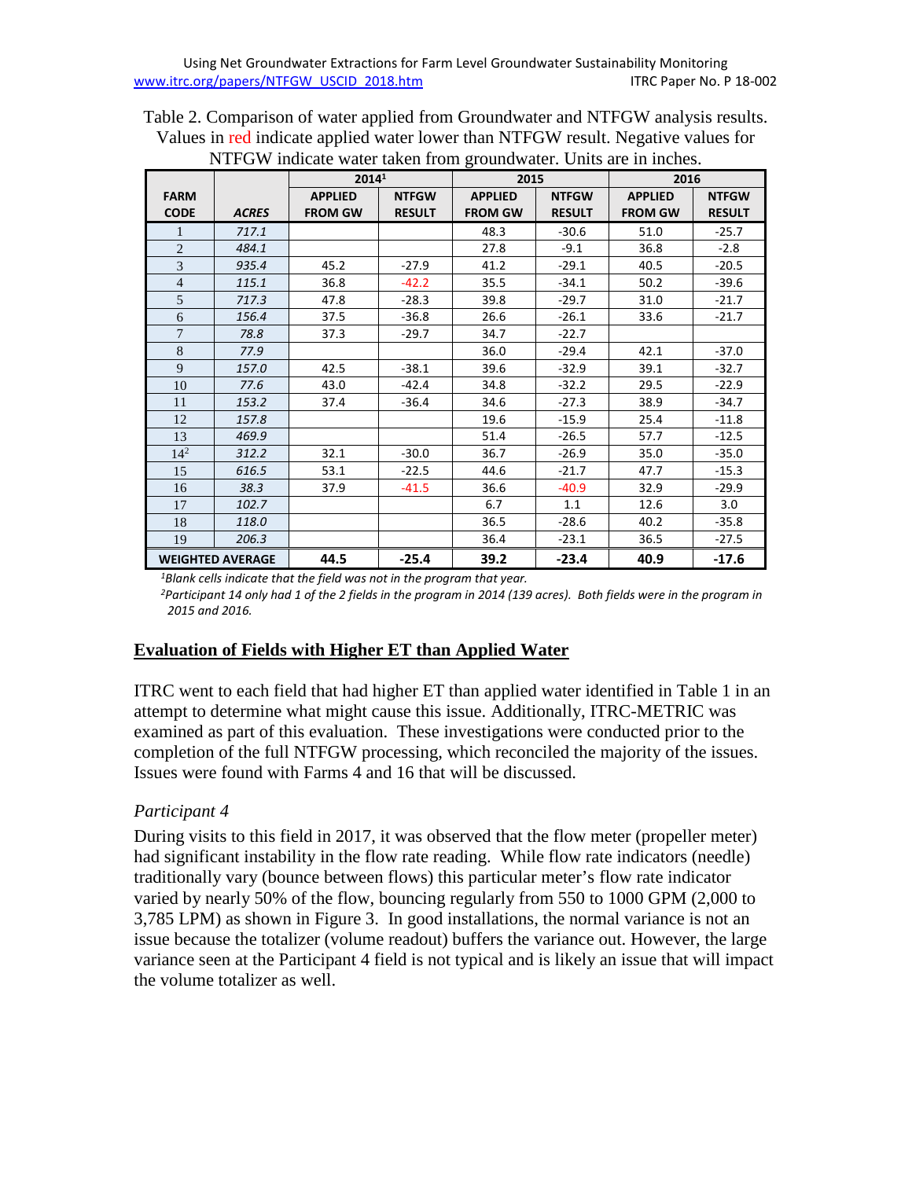Table 2. Comparison of water applied from Groundwater and NTFGW analysis results. Values in red indicate applied water lower than NTFGW result. Negative values for NTFGW indicate water taken from groundwater. Units are in inches.

| FARM CODE | ACRES | 2014[1] | | 2015 | | 2016 | |
|---|---|---|---|---|---|---|---|
| | | APPLIED FROM GW | NTFGW RESULT | APPLIED FROM GW | NTFGW RESULT | APPLIED FROM GW | NTFGW RESULT |
| 1 | *717.1* | | | 48.3 | -30.6 | 51.0 | -25.7 |
| 2 | *484.1* | | | 27.8 | -9.1 | 36.8 | -2.8 |
| 3 | *935.4* | 45.2 | -27.9 | 41.2 | -29.1 | 40.5 | -20.5 |
| 4 | *115.1* | 36.8 | -42.2 | 35.5 | -34.1 | 50.2 | -39.6 |
| 5 | *717.3* | 47.8 | -28.3 | 39.8 | -29.7 | 31.0 | -21.7 |
| 6 | *156.4* | 37.5 | -36.8 | 26.6 | -26.1 | 33.6 | -21.7 |
| 7 | *78.8* | 37.3 | -29.7 | 34.7 | -22.7 | | |
| 8 | *77.9* | | | 36.0 | -29.4 | 42.1 | -37.0 |
| 9 | *157.0* | 42.5 | -38.1 | 39.6 | -32.9 | 39.1 | -32.7 |
| 10 | *77.6* | 43.0 | -42.4 | 34.8 | -32.2 | 29.5 | -22.9 |
| 11 | *153.2* | 37.4 | -36.4 | 34.6 | -27.3 | 38.9 | -34.7 |
| 12 | *157.8* | | | 19.6 | -15.9 | 25.4 | -11.8 |
| 13 | *469.9* | | | 51.4 | -26.5 | 57.7 | -12.5 |
| 14[2] | *312.2* | 32.1 | -30.0 | 36.7 | -26.9 | 35.0 | -35.0 |
| 15 | *616.5* | 53.1 | -22.5 | 44.6 | -21.7 | 47.7 | -15.3 |
| 16 | *38.3* | 37.9 | -41.5 | 36.6 | -40.9 | 32.9 | -29.9 |
| 17 | *102.7* | | | 6.7 | 1.1 | 12.6 | 3.0 |
| 18 | *118.0* | | | 36.5 | -28.6 | 40.2 | -35.8 |
| 19 | *206.3* | | | 36.4 | -23.1 | 36.5 | -27.5 |
| **WEIGHTED AVERAGE** | | **44.5** | **-25.4** | **39.2** | **-23.4** | **40.9** | **-17.6** |

*[1]Blank cells indicate that the field was not in the program that year.*
*[2]Participant 14 only had 1 of the 2 fields in the program in 2014 (139 acres). Both fields were in the program in 2015 and 2016.*

## Evaluation of Fields with Higher ET than Applied Water

ITRC went to each field that had higher ET than applied water identified in Table 1 in an attempt to determine what might cause this issue. Additionally, ITRC-METRIC was examined as part of this evaluation. These investigations were conducted prior to the completion of the full NTFGW processing, which reconciled the majority of the issues. Issues were found with Farms 4 and 16 that will be discussed.

### *Participant 4*

During visits to this field in 2017, it was observed that the flow meter (propeller meter) had significant instability in the flow rate reading. While flow rate indicators (needle) traditionally vary (bounce between flows) this particular meter's flow rate indicator varied by nearly 50% of the flow, bouncing regularly from 550 to 1000 GPM (2,000 to 3,785 LPM) as shown in Figure 3. In good installations, the normal variance is not an issue because the totalizer (volume readout) buffers the variance out. However, the large variance seen at the Participant 4 field is not typical and is likely an issue that will impact the volume totalizer as well.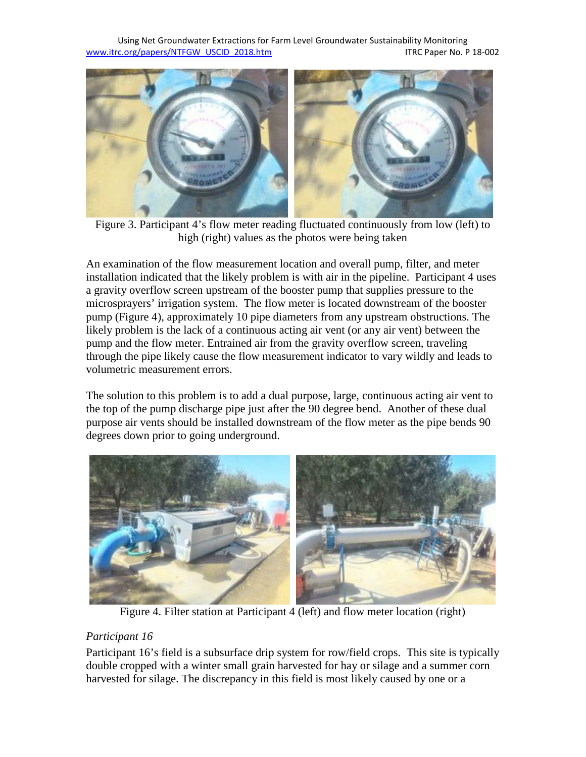Figure 3. Participant 4's flow meter reading fluctuated continuously from low (left) to high (right) values as the photos were being taken

An examination of the flow measurement location and overall pump, filter, and meter installation indicated that the likely problem is with air in the pipeline. Participant 4 uses a gravity overflow screen upstream of the booster pump that supplies pressure to the microsprayers' irrigation system. The flow meter is located downstream of the booster pump (Figure 4), approximately 10 pipe diameters from any upstream obstructions. The likely problem is the lack of a continuous acting air vent (or any air vent) between the pump and the flow meter. Entrained air from the gravity overflow screen, traveling through the pipe likely cause the flow measurement indicator to vary wildly and leads to volumetric measurement errors.

The solution to this problem is to add a dual purpose, large, continuous acting air vent to the top of the pump discharge pipe just after the 90 degree bend. Another of these dual purpose air vents should be installed downstream of the flow meter as the pipe bends 90 degrees down prior to going underground.

Figure 4. Filter station at Participant 4 (left) and flow meter location (right)

*Participant 16*

Participant 16's field is a subsurface drip system for row/field crops. This site is typically double cropped with a winter small grain harvested for hay or silage and a summer corn harvested for silage. The discrepancy in this field is most likely caused by one or a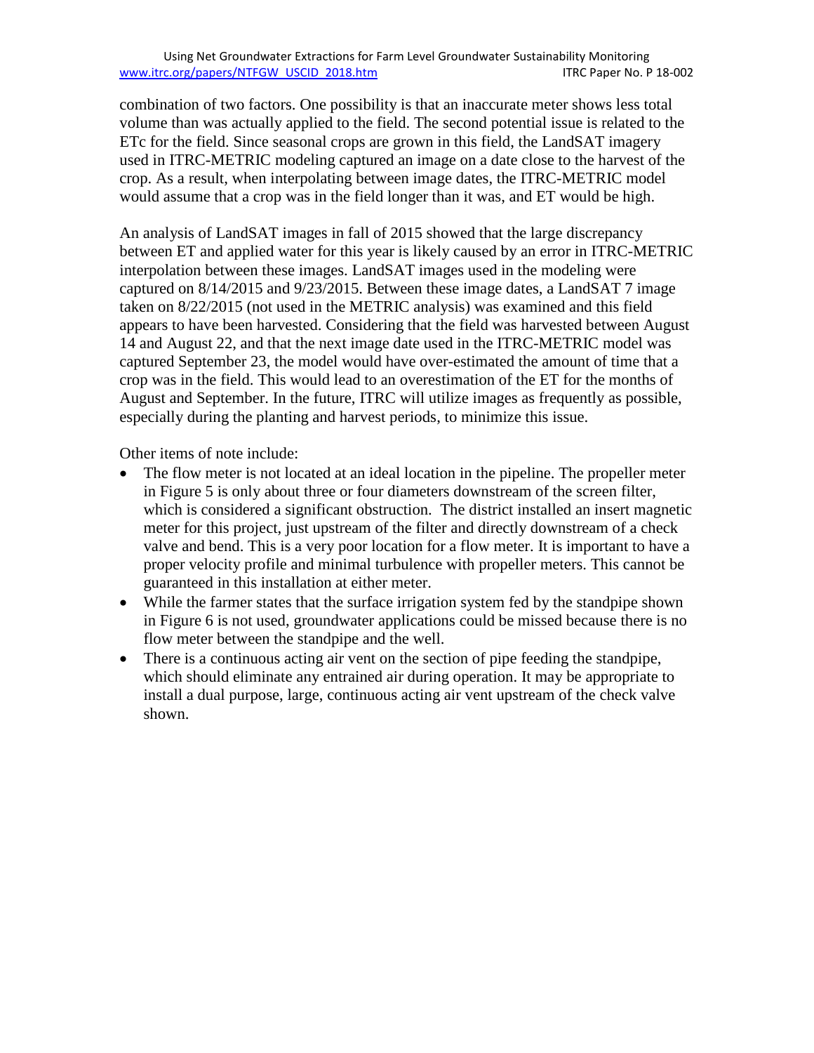combination of two factors. One possibility is that an inaccurate meter shows less total volume than was actually applied to the field. The second potential issue is related to the ETc for the field. Since seasonal crops are grown in this field, the LandSAT imagery used in ITRC-METRIC modeling captured an image on a date close to the harvest of the crop. As a result, when interpolating between image dates, the ITRC-METRIC model would assume that a crop was in the field longer than it was, and ET would be high.

An analysis of LandSAT images in fall of 2015 showed that the large discrepancy between ET and applied water for this year is likely caused by an error in ITRC-METRIC interpolation between these images. LandSAT images used in the modeling were captured on 8/14/2015 and 9/23/2015. Between these image dates, a LandSAT 7 image taken on 8/22/2015 (not used in the METRIC analysis) was examined and this field appears to have been harvested. Considering that the field was harvested between August 14 and August 22, and that the next image date used in the ITRC-METRIC model was captured September 23, the model would have over-estimated the amount of time that a crop was in the field. This would lead to an overestimation of the ET for the months of August and September. In the future, ITRC will utilize images as frequently as possible, especially during the planting and harvest periods, to minimize this issue.

Other items of note include:

- The flow meter is not located at an ideal location in the pipeline. The propeller meter in Figure 5 is only about three or four diameters downstream of the screen filter, which is considered a significant obstruction. The district installed an insert magnetic meter for this project, just upstream of the filter and directly downstream of a check valve and bend. This is a very poor location for a flow meter. It is important to have a proper velocity profile and minimal turbulence with propeller meters. This cannot be guaranteed in this installation at either meter.
- While the farmer states that the surface irrigation system fed by the standpipe shown in Figure 6 is not used, groundwater applications could be missed because there is no flow meter between the standpipe and the well.
- There is a continuous acting air vent on the section of pipe feeding the standpipe, which should eliminate any entrained air during operation. It may be appropriate to install a dual purpose, large, continuous acting air vent upstream of the check valve shown.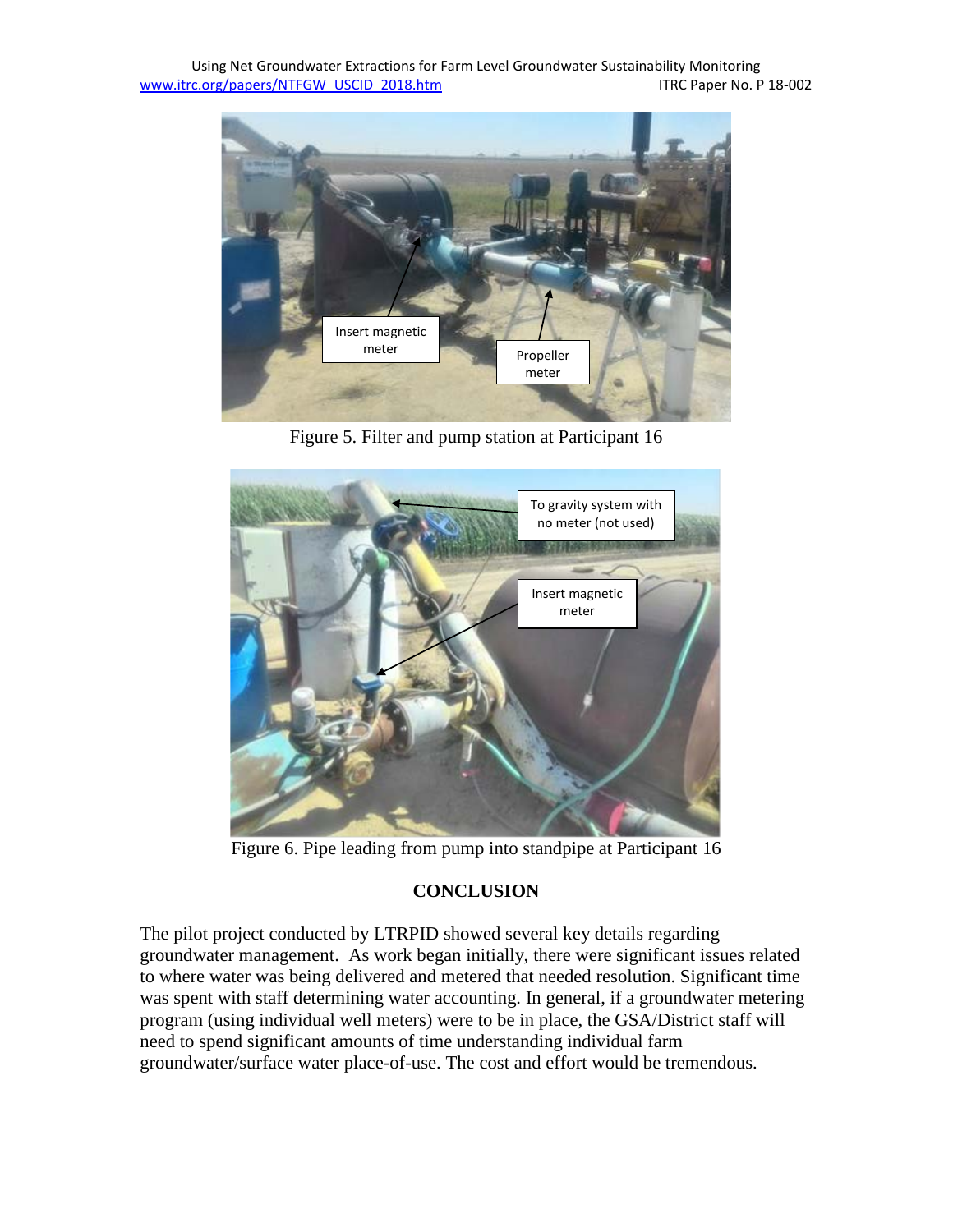Figure 5. Filter and pump station at Participant 16

Figure 6. Pipe leading from pump into standpipe at Participant 16

## CONCLUSION

The pilot project conducted by LTRPID showed several key details regarding groundwater management. As work began initially, there were significant issues related to where water was being delivered and metered that needed resolution. Significant time was spent with staff determining water accounting. In general, if a groundwater metering program (using individual well meters) were to be in place, the GSA/District staff will need to spend significant amounts of time understanding individual farm groundwater/surface water place-of-use. The cost and effort would be tremendous.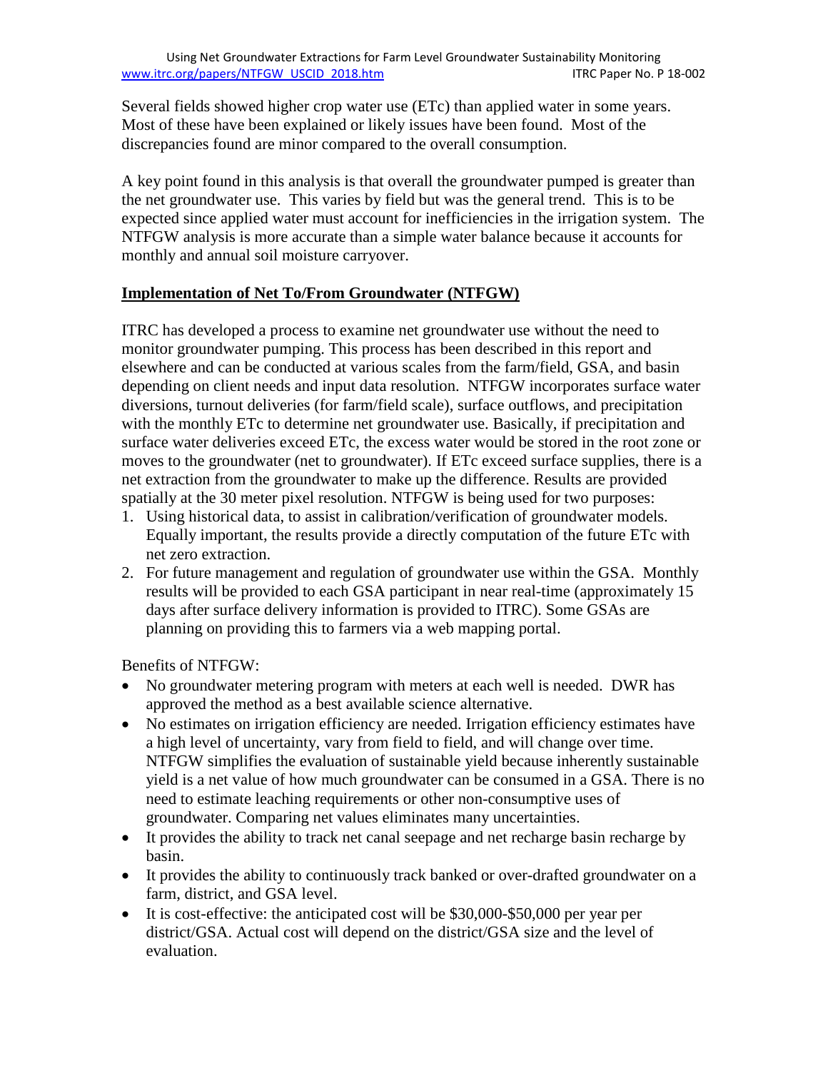Several fields showed higher crop water use (ETc) than applied water in some years. Most of these have been explained or likely issues have been found. Most of the discrepancies found are minor compared to the overall consumption.

A key point found in this analysis is that overall the groundwater pumped is greater than the net groundwater use. This varies by field but was the general trend. This is to be expected since applied water must account for inefficiencies in the irrigation system. The NTFGW analysis is more accurate than a simple water balance because it accounts for monthly and annual soil moisture carryover.

## Implementation of Net To/From Groundwater (NTFGW)

ITRC has developed a process to examine net groundwater use without the need to monitor groundwater pumping. This process has been described in this report and elsewhere and can be conducted at various scales from the farm/field, GSA, and basin depending on client needs and input data resolution. NTFGW incorporates surface water diversions, turnout deliveries (for farm/field scale), surface outflows, and precipitation with the monthly ETc to determine net groundwater use. Basically, if precipitation and surface water deliveries exceed ETc, the excess water would be stored in the root zone or moves to the groundwater (net to groundwater). If ETc exceed surface supplies, there is a net extraction from the groundwater to make up the difference. Results are provided spatially at the 30 meter pixel resolution. NTFGW is being used for two purposes:

1. Using historical data, to assist in calibration/verification of groundwater models. Equally important, the results provide a directly computation of the future ETc with net zero extraction.
2. For future management and regulation of groundwater use within the GSA. Monthly results will be provided to each GSA participant in near real-time (approximately 15 days after surface delivery information is provided to ITRC). Some GSAs are planning on providing this to farmers via a web mapping portal.

Benefits of NTFGW:

- No groundwater metering program with meters at each well is needed. DWR has approved the method as a best available science alternative.
- No estimates on irrigation efficiency are needed. Irrigation efficiency estimates have a high level of uncertainty, vary from field to field, and will change over time. NTFGW simplifies the evaluation of sustainable yield because inherently sustainable yield is a net value of how much groundwater can be consumed in a GSA. There is no need to estimate leaching requirements or other non-consumptive uses of groundwater. Comparing net values eliminates many uncertainties.
- It provides the ability to track net canal seepage and net recharge basin recharge by basin.
- It provides the ability to continuously track banked or over-drafted groundwater on a farm, district, and GSA level.
- It is cost-effective: the anticipated cost will be $30,000-$50,000 per year per district/GSA. Actual cost will depend on the district/GSA size and the level of evaluation.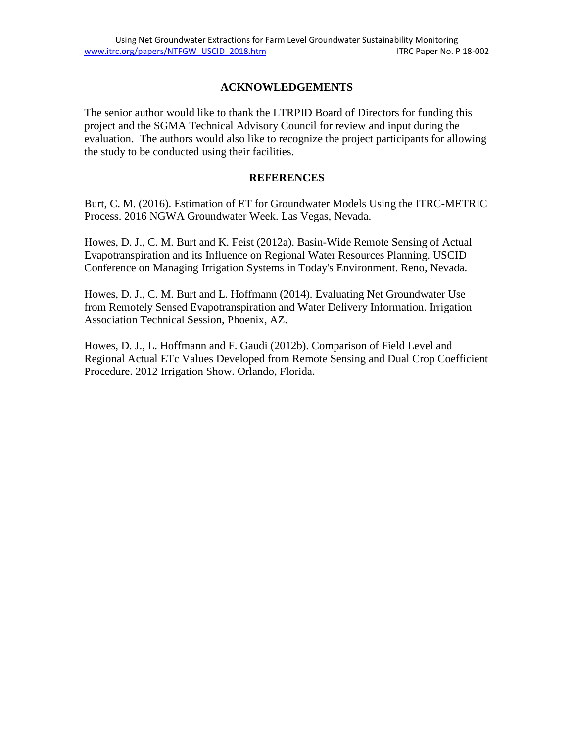## ACKNOWLEDGEMENTS

The senior author would like to thank the LTRPID Board of Directors for funding this project and the SGMA Technical Advisory Council for review and input during the evaluation. The authors would also like to recognize the project participants for allowing the study to be conducted using their facilities.

## REFERENCES

Burt, C. M. (2016). Estimation of ET for Groundwater Models Using the ITRC-METRIC Process. 2016 NGWA Groundwater Week. Las Vegas, Nevada.

Howes, D. J., C. M. Burt and K. Feist (2012a). Basin-Wide Remote Sensing of Actual Evapotranspiration and its Influence on Regional Water Resources Planning. USCID Conference on Managing Irrigation Systems in Today's Environment. Reno, Nevada.

Howes, D. J., C. M. Burt and L. Hoffmann (2014). Evaluating Net Groundwater Use from Remotely Sensed Evapotranspiration and Water Delivery Information. Irrigation Association Technical Session, Phoenix, AZ.

Howes, D. J., L. Hoffmann and F. Gaudi (2012b). Comparison of Field Level and Regional Actual ETc Values Developed from Remote Sensing and Dual Crop Coefficient Procedure. 2012 Irrigation Show. Orlando, Florida.